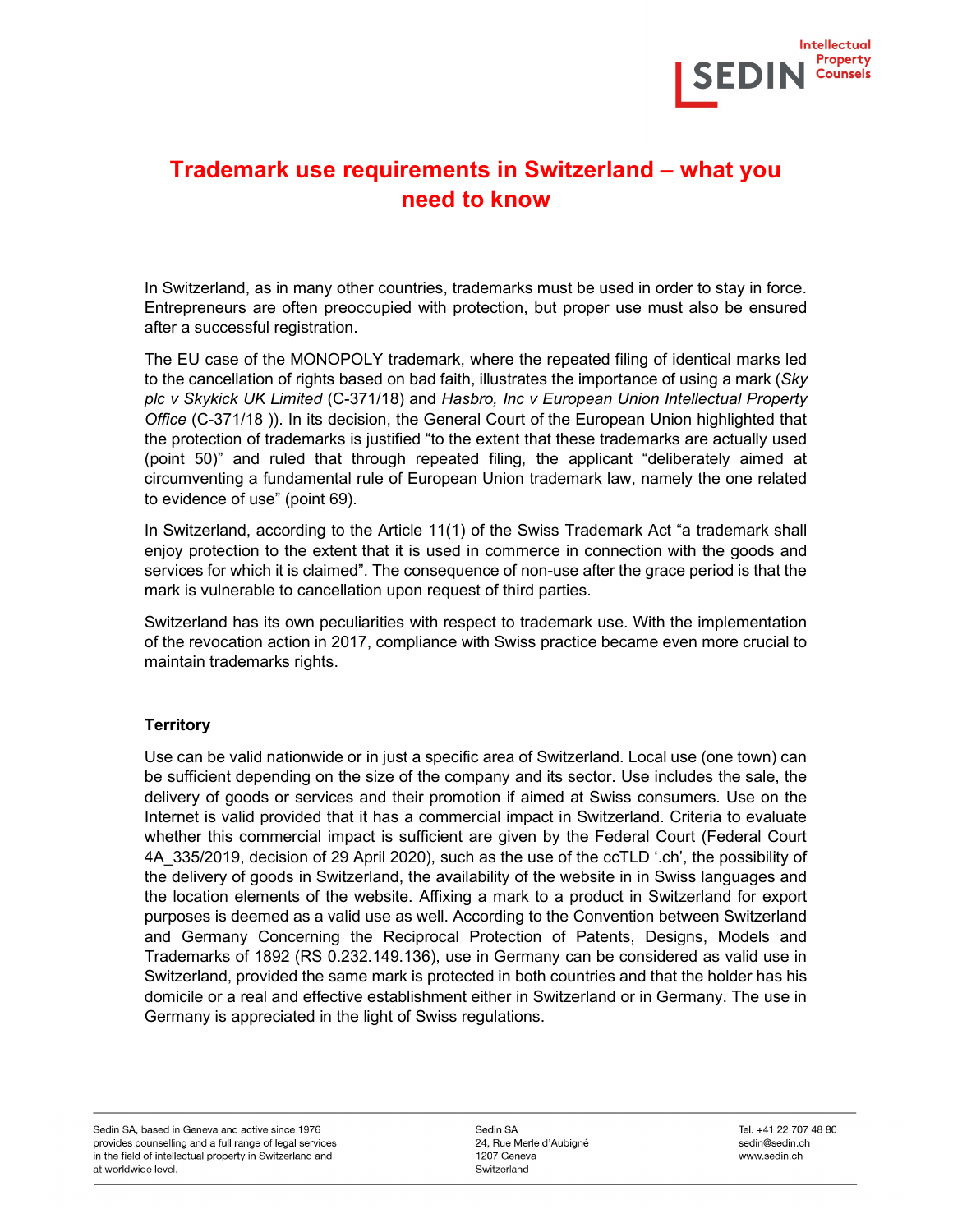# Trademark use requirements in Switzerland – what you need to know

In Switzerland, as in many other countries, trademarks must be used in order to stay in force. Entrepreneurs are often preoccupied with protection, but proper use must also be ensured after a successful registration.

The EU case of the MONOPOLY trademark, where the repeated filing of identical marks led to the cancellation of rights based on bad faith, illustrates the importance of using a mark (*Sky plc v Skykick UK Limited* (C-371/18) and *Hasbro, Inc v European Union Intellectual Property Office* (C-371/18 )). In its decision, the General Court of the European Union highlighted that the protection of trademarks is justified "to the extent that these trademarks are actually used (point 50)" and ruled that through repeated filing, the applicant "deliberately aimed at circumventing a fundamental rule of European Union trademark law, namely the one related to evidence of use" (point 69).

In Switzerland, according to the Article 11(1) of the Swiss Trademark Act "a trademark shall enjoy protection to the extent that it is used in commerce in connection with the goods and services for which it is claimed". The consequence of non-use after the grace period is that the mark is vulnerable to cancellation upon request of third parties.

Switzerland has its own peculiarities with respect to trademark use. With the implementation of the revocation action in 2017, compliance with Swiss practice became even more crucial to maintain trademarks rights.

### Territory

Use can be valid nationwide or in just a specific area of Switzerland. Local use (one town) can be sufficient depending on the size of the company and its sector. Use includes the sale, the delivery of goods or services and their promotion if aimed at Swiss consumers. Use on the Internet is valid provided that it has a commercial impact in Switzerland. Criteria to evaluate whether this commercial impact is sufficient are given by the Federal Court (Federal Court 4A_335/2019, decision of 29 April 2020), such as the use of the ccTLD '.ch', the possibility of the delivery of goods in Switzerland, the availability of the website in in Swiss languages and the location elements of the website. Affixing a mark to a product in Switzerland for export purposes is deemed as a valid use as well. According to the Convention between Switzerland and Germany Concerning the Reciprocal Protection of Patents, Designs, Models and Trademarks of 1892 (RS 0.232.149.136), use in Germany can be considered as valid use in Switzerland, provided the same mark is protected in both countries and that the holder has his domicile or a real and effective establishment either in Switzerland or in Germany. The use in Germany is appreciated in the light of Swiss regulations.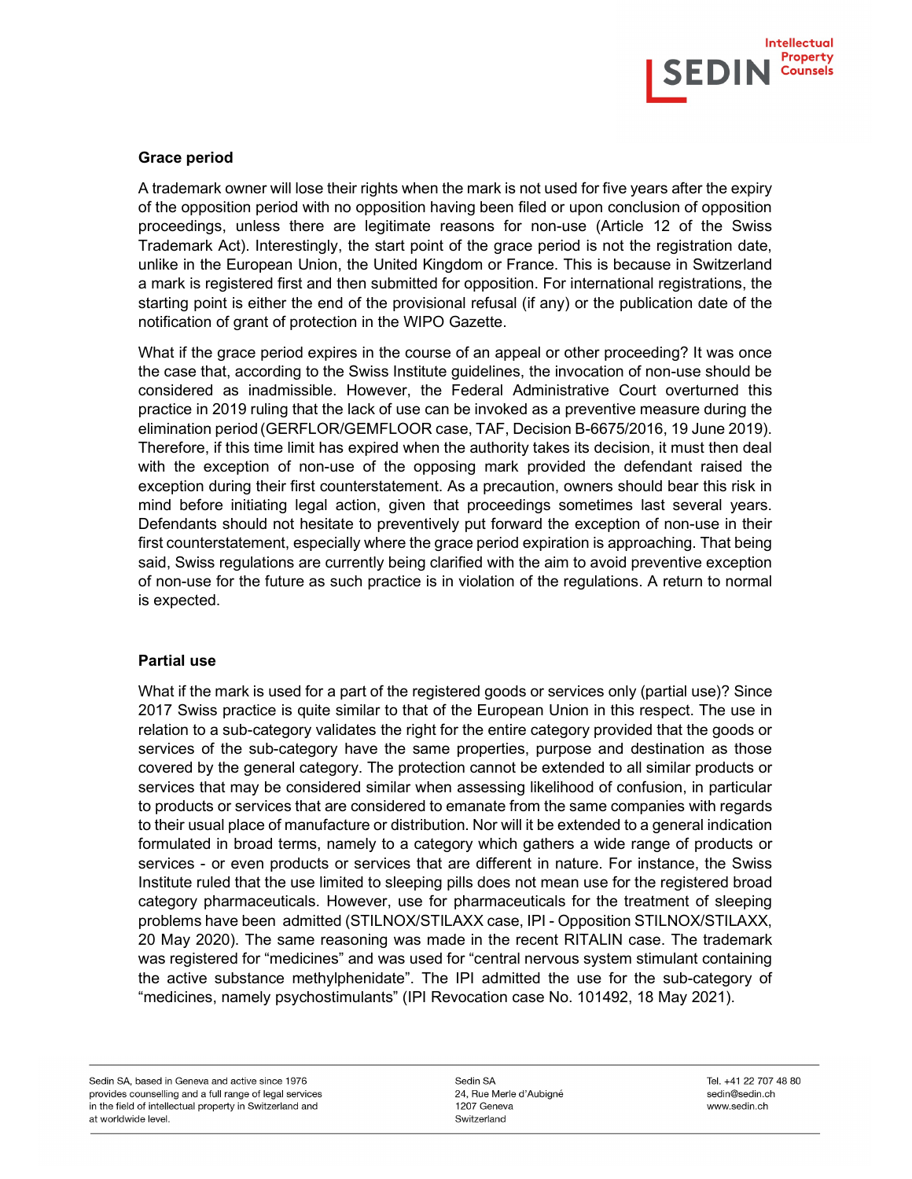## Grace period

A trademark owner will lose their rights when the mark is not used for five years after the expiry of the opposition period with no opposition having been filed or upon conclusion of opposition proceedings, unless there are legitimate reasons for non-use (Article 12 of the Swiss Trademark Act). Interestingly, the start point of the grace period is not the registration date, unlike in the European Union, the United Kingdom or France. This is because in Switzerland a mark is registered first and then submitted for opposition. For international registrations, the starting point is either the end of the provisional refusal (if any) or the publication date of the notification of grant of protection in the WIPO Gazette.

What if the grace period expires in the course of an appeal or other proceeding? It was once the case that, according to the Swiss Institute guidelines, the invocation of non-use should be considered as inadmissible. However, the Federal Administrative Court overturned this practice in 2019 ruling that the lack of use can be invoked as a preventive measure during the elimination period (GERFLOR/GEMFLOOR case, TAF, Decision B-6675/2016, 19 June 2019). Therefore, if this time limit has expired when the authority takes its decision, it must then deal with the exception of non-use of the opposing mark provided the defendant raised the exception during their first counterstatement. As a precaution, owners should bear this risk in mind before initiating legal action, given that proceedings sometimes last several years. Defendants should not hesitate to preventively put forward the exception of non-use in their first counterstatement, especially where the grace period expiration is approaching. That being said, Swiss regulations are currently being clarified with the aim to avoid preventive exception of non-use for the future as such practice is in violation of the regulations. A return to normal is expected.

## Partial use

What if the mark is used for a part of the registered goods or services only (partial use)? Since 2017 Swiss practice is quite similar to that of the European Union in this respect. The use in relation to a sub-category validates the right for the entire category provided that the goods or services of the sub-category have the same properties, purpose and destination as those covered by the general category. The protection cannot be extended to all similar products or services that may be considered similar when assessing likelihood of confusion, in particular to products or services that are considered to emanate from the same companies with regards to their usual place of manufacture or distribution. Nor will it be extended to a general indication formulated in broad terms, namely to a category which gathers a wide range of products or services - or even products or services that are different in nature. For instance, the Swiss Institute ruled that the use limited to sleeping pills does not mean use for the registered broad category pharmaceuticals. However, use for pharmaceuticals for the treatment of sleeping problems have been admitted (STILNOX/STILAXX case, IPI - Opposition STILNOX/STILAXX, 20 May 2020). The same reasoning was made in the recent RITALIN case. The trademark was registered for "medicines" and was used for "central nervous system stimulant containing the active substance methylphenidate". The IPI admitted the use for the sub-category of "medicines, namely psychostimulants" (IPI Revocation case No. 101492, 18 May 2021).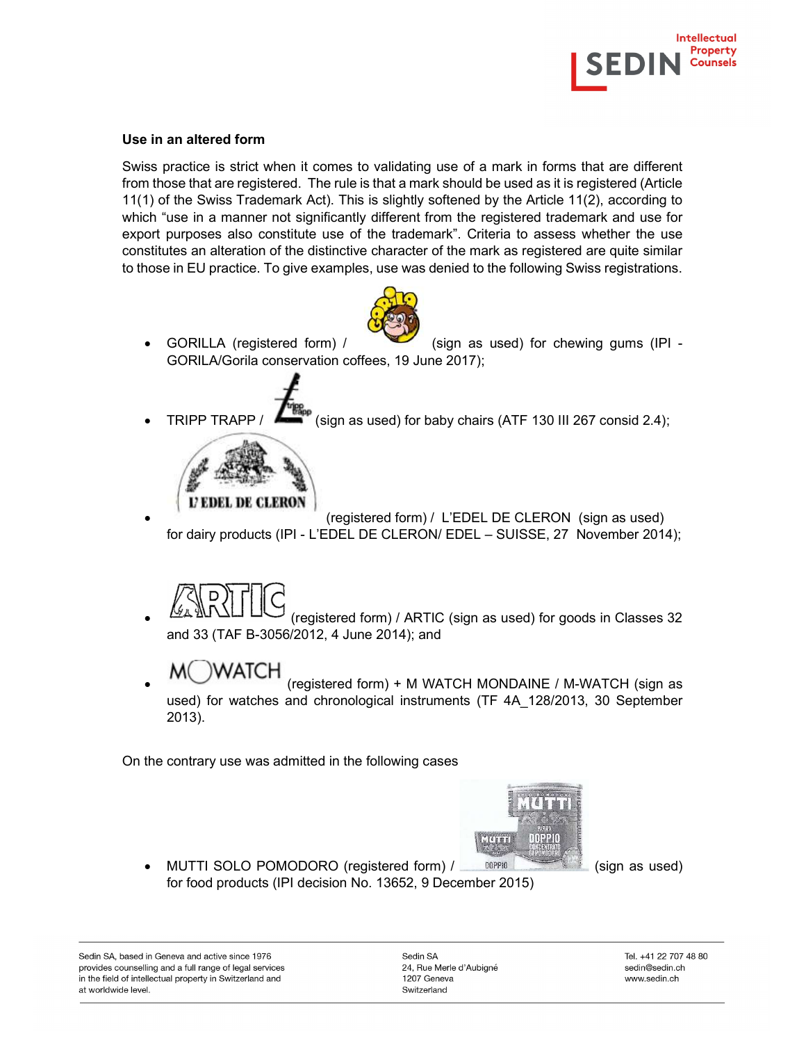**Use in an altered form**

Swiss practice is strict when it comes to validating use of a mark in forms that are different from those that are registered. The rule is that a mark should be used as it is registered (Article 11(1) of the Swiss Trademark Act). This is slightly softened by the Article 11(2), according to which "use in a manner not significantly different from the registered trademark and use for export purposes also constitute use of the trademark". Criteria to assess whether the use constitutes an alteration of the distinctive character of the mark as registered are quite similar to those in EU practice. To give examples, use was denied to the following Swiss registrations.

- GORILLA (registered form) / (sign as used) for chewing gums (IPI - GORILA/Gorila conservation coffees, 19 June 2017);
- TRIPP TRAPP / (sign as used) for baby chairs (ATF 130 III 267 consid 2.4);
- (registered form) / L'EDEL DE CLERON (sign as used) for dairy products (IPI - L'EDEL DE CLERON/ EDEL – SUISSE, 27 November 2014);
- (registered form) / ARTIC (sign as used) for goods in Classes 32 and 33 (TAF B-3056/2012, 4 June 2014); and
- (registered form) + M WATCH MONDAINE / M-WATCH (sign as used) for watches and chronological instruments (TF 4A_128/2013, 30 September 2013).

On the contrary use was admitted in the following cases

- MUTTI SOLO POMODORO (registered form) / (sign as used) for food products (IPI decision No. 13652, 9 December 2015)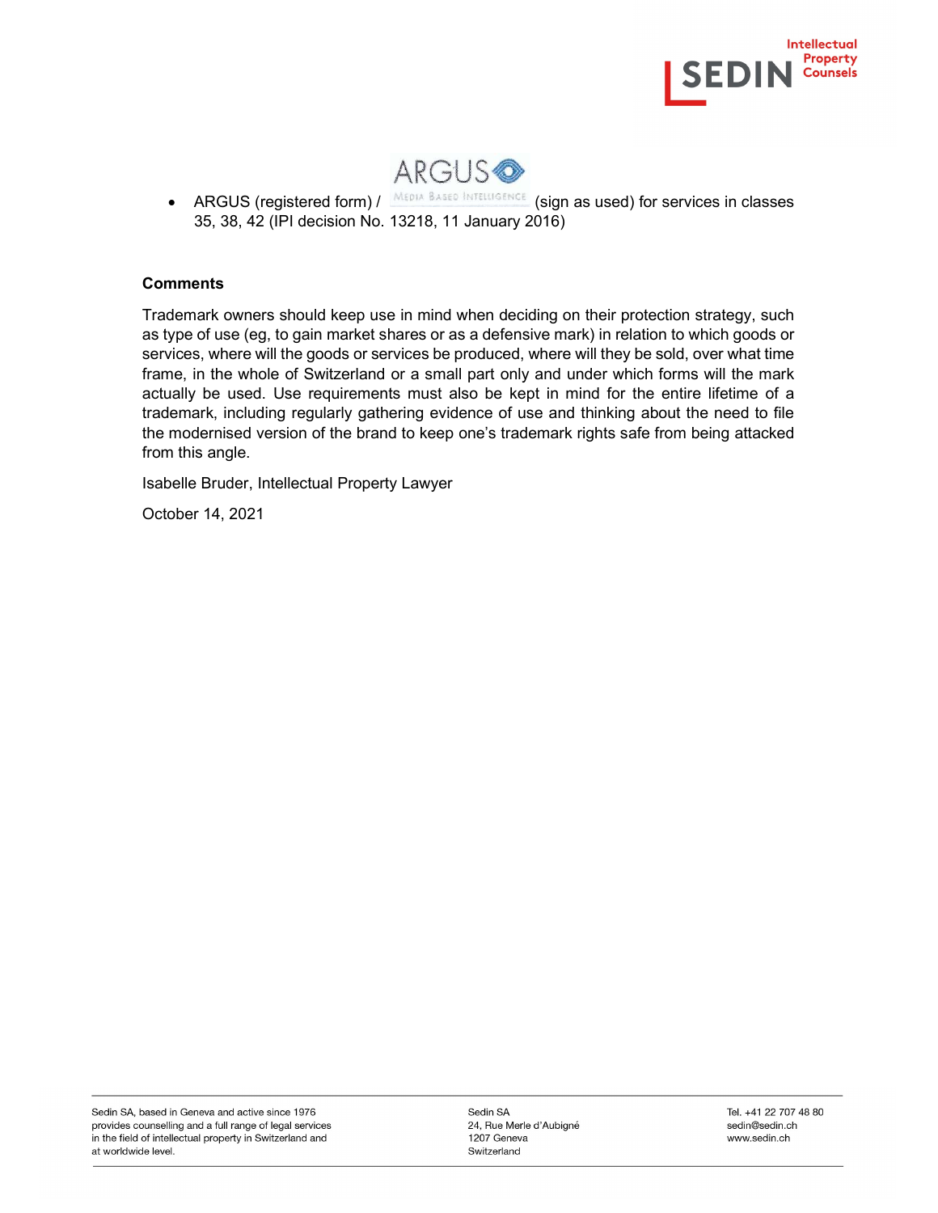- ARGUS (registered form) / ARGUS MEDIA BASED INTELLIGENCE (sign as used) for services in classes 35, 38, 42 (IPI decision No. 13218, 11 January 2016)

**Comments**

Trademark owners should keep use in mind when deciding on their protection strategy, such as type of use (eg, to gain market shares or as a defensive mark) in relation to which goods or services, where will the goods or services be produced, where will they be sold, over what time frame, in the whole of Switzerland or a small part only and under which forms will the mark actually be used. Use requirements must also be kept in mind for the entire lifetime of a trademark, including regularly gathering evidence of use and thinking about the need to file the modernised version of the brand to keep one's trademark rights safe from being attacked from this angle.

Isabelle Bruder, Intellectual Property Lawyer

October 14, 2021